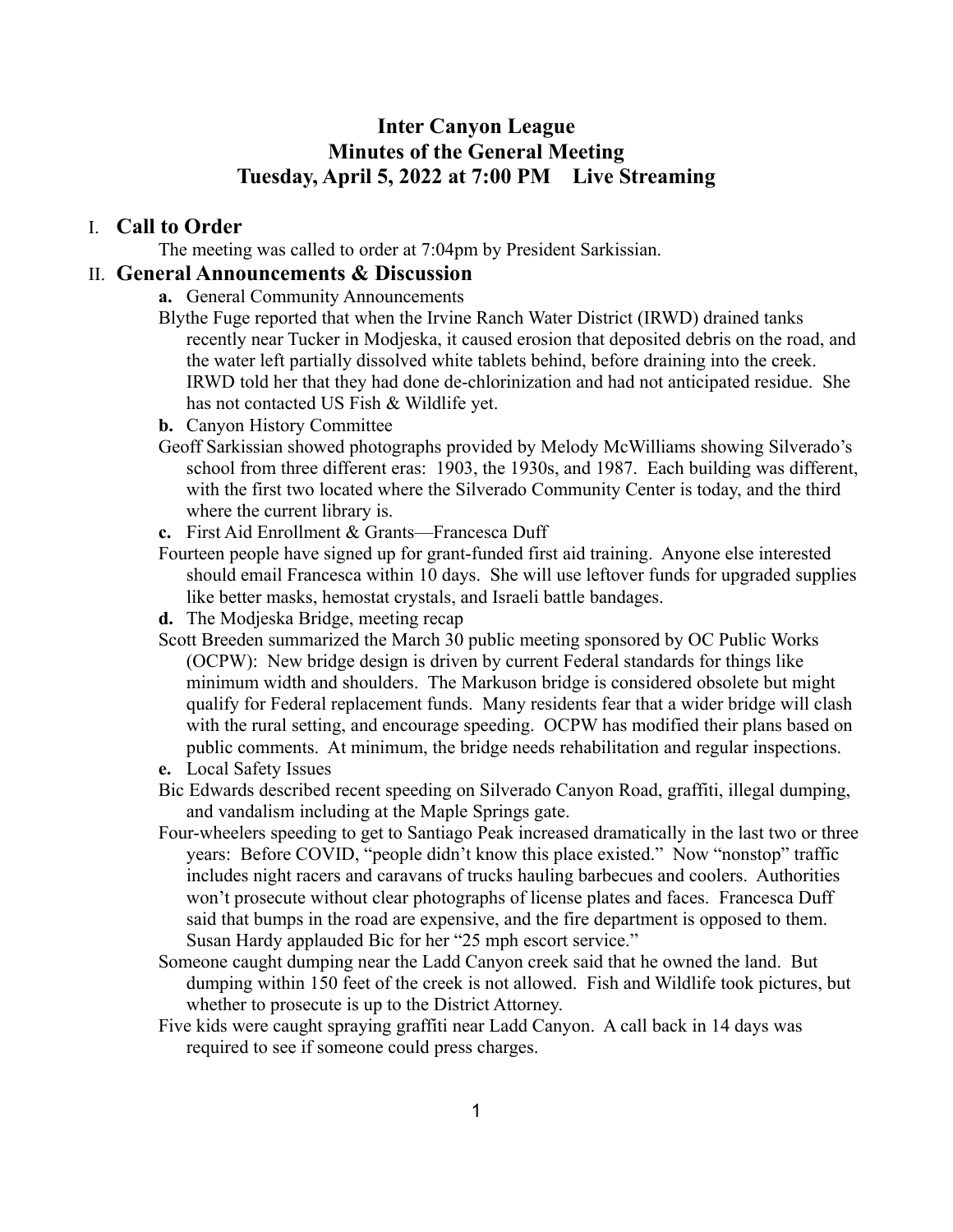# Inter Canyon League
# Minutes of the General Meeting
# Tuesday, April 5, 2022 at 7:00 PM Live Streaming

## I. Call to Order

The meeting was called to order at 7:04pm by President Sarkissian.

## II. General Announcements & Discussion

**a.** General Community Announcements

Blythe Fuge reported that when the Irvine Ranch Water District (IRWD) drained tanks recently near Tucker in Modjeska, it caused erosion that deposited debris on the road, and the water left partially dissolved white tablets behind, before draining into the creek. IRWD told her that they had done de-chlorinization and had not anticipated residue. She has not contacted US Fish & Wildlife yet.

**b.** Canyon History Committee

Geoff Sarkissian showed photographs provided by Melody McWilliams showing Silverado's school from three different eras: 1903, the 1930s, and 1987. Each building was different, with the first two located where the Silverado Community Center is today, and the third where the current library is.

**c.** First Aid Enrollment & Grants—Francesca Duff

Fourteen people have signed up for grant-funded first aid training. Anyone else interested should email Francesca within 10 days. She will use leftover funds for upgraded supplies like better masks, hemostat crystals, and Israeli battle bandages.

**d.** The Modjeska Bridge, meeting recap

Scott Breeden summarized the March 30 public meeting sponsored by OC Public Works (OCPW): New bridge design is driven by current Federal standards for things like minimum width and shoulders. The Markuson bridge is considered obsolete but might qualify for Federal replacement funds. Many residents fear that a wider bridge will clash with the rural setting, and encourage speeding. OCPW has modified their plans based on public comments. At minimum, the bridge needs rehabilitation and regular inspections.

**e.** Local Safety Issues

Bic Edwards described recent speeding on Silverado Canyon Road, graffiti, illegal dumping, and vandalism including at the Maple Springs gate.

Four-wheelers speeding to get to Santiago Peak increased dramatically in the last two or three years: Before COVID, "people didn't know this place existed." Now "nonstop" traffic includes night racers and caravans of trucks hauling barbecues and coolers. Authorities won't prosecute without clear photographs of license plates and faces. Francesca Duff said that bumps in the road are expensive, and the fire department is opposed to them. Susan Hardy applauded Bic for her "25 mph escort service."

Someone caught dumping near the Ladd Canyon creek said that he owned the land. But dumping within 150 feet of the creek is not allowed. Fish and Wildlife took pictures, but whether to prosecute is up to the District Attorney.

Five kids were caught spraying graffiti near Ladd Canyon. A call back in 14 days was required to see if someone could press charges.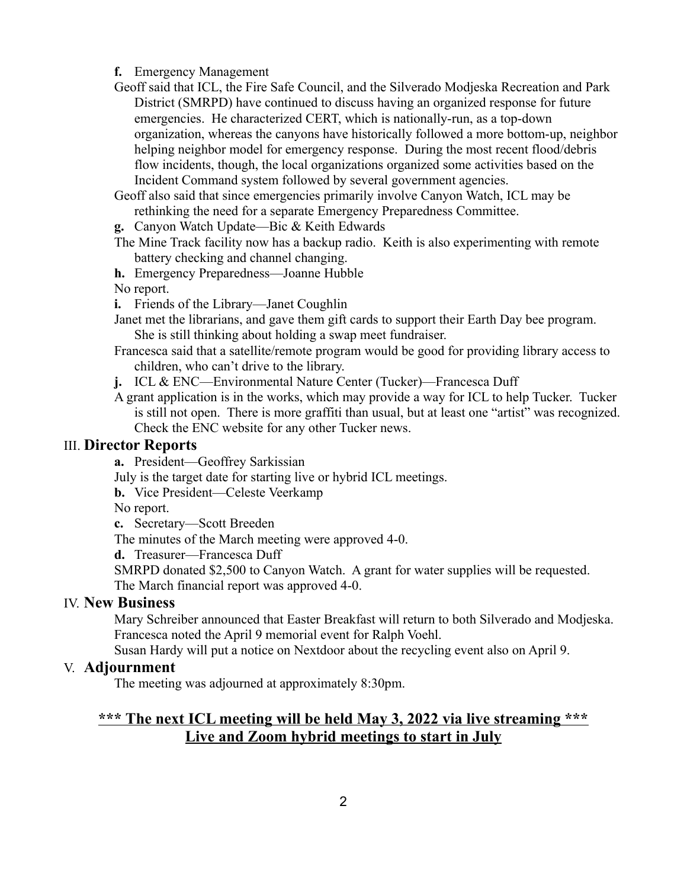**f.** Emergency Management

Geoff said that ICL, the Fire Safe Council, and the Silverado Modjeska Recreation and Park District (SMRPD) have continued to discuss having an organized response for future emergencies. He characterized CERT, which is nationally-run, as a top-down organization, whereas the canyons have historically followed a more bottom-up, neighbor helping neighbor model for emergency response. During the most recent flood/debris flow incidents, though, the local organizations organized some activities based on the Incident Command system followed by several government agencies.

Geoff also said that since emergencies primarily involve Canyon Watch, ICL may be rethinking the need for a separate Emergency Preparedness Committee.

**g.** Canyon Watch Update—Bic & Keith Edwards

The Mine Track facility now has a backup radio. Keith is also experimenting with remote battery checking and channel changing.

**h.** Emergency Preparedness—Joanne Hubble

No report.

**i.** Friends of the Library—Janet Coughlin

Janet met the librarians, and gave them gift cards to support their Earth Day bee program. She is still thinking about holding a swap meet fundraiser.

Francesca said that a satellite/remote program would be good for providing library access to children, who can't drive to the library.

**j.** ICL & ENC—Environmental Nature Center (Tucker)—Francesca Duff

A grant application is in the works, which may provide a way for ICL to help Tucker. Tucker is still not open. There is more graffiti than usual, but at least one "artist" was recognized. Check the ENC website for any other Tucker news.

## III. Director Reports

**a.** President—Geoffrey Sarkissian

July is the target date for starting live or hybrid ICL meetings.

**b.** Vice President—Celeste Veerkamp

No report.

**c.** Secretary—Scott Breeden

The minutes of the March meeting were approved 4-0.

**d.** Treasurer—Francesca Duff

SMRPD donated $2,500 to Canyon Watch. A grant for water supplies will be requested.

The March financial report was approved 4-0.

## IV. New Business

Mary Schreiber announced that Easter Breakfast will return to both Silverado and Modjeska.

Francesca noted the April 9 memorial event for Ralph Voehl.

Susan Hardy will put a notice on Nextdoor about the recycling event also on April 9.

## V. Adjournment

The meeting was adjourned at approximately 8:30pm.

**\*\*\* The next ICL meeting will be held May 3, 2022 via live streaming \*\*\***

**Live and Zoom hybrid meetings to start in July**